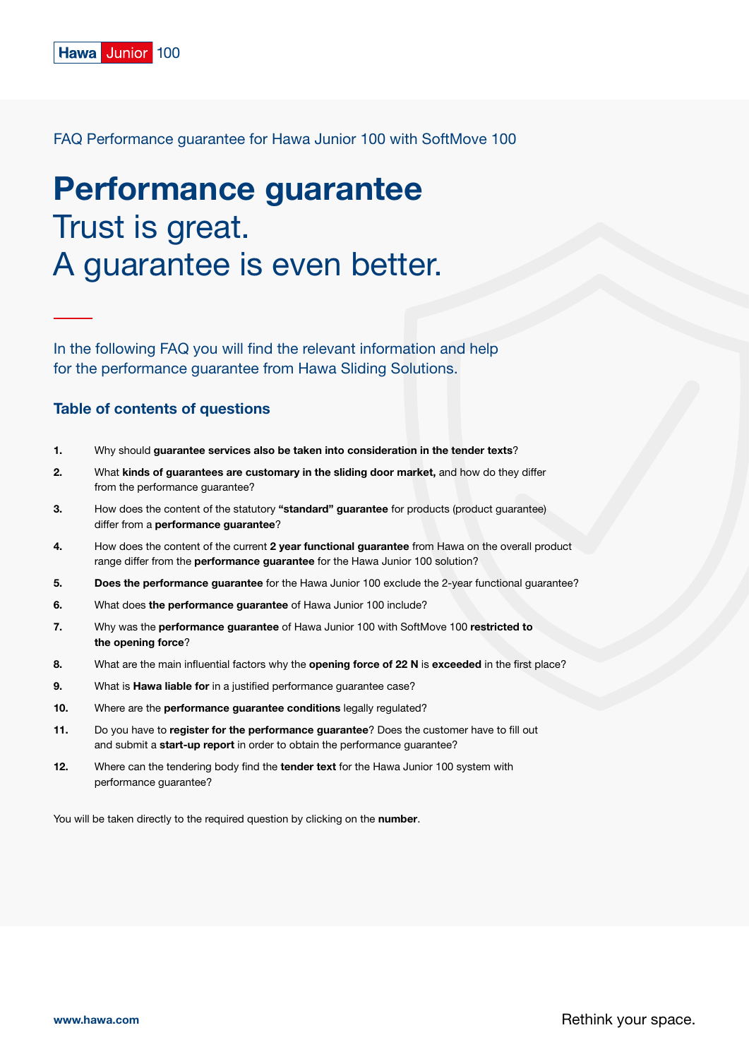Hawa Junior 100

FAQ Performance guarantee for Hawa Junior 100 with SoftMove 100

# Performance guarantee

Trust is great.
A guarantee is even better.

In the following FAQ you will find the relevant information and help for the performance guarantee from Hawa Sliding Solutions.

## Table of contents of questions

1. Why should **guarantee services also be taken into consideration in the tender texts**?
2. What **kinds of guarantees are customary in the sliding door market,** and how do they differ from the performance guarantee?
3. How does the content of the statutory **"standard" guarantee** for products (product guarantee) differ from a **performance guarantee**?
4. How does the content of the current **2 year functional guarantee** from Hawa on the overall product range differ from the **performance guarantee** for the Hawa Junior 100 solution?
5. **Does the performance guarantee** for the Hawa Junior 100 exclude the 2-year functional guarantee?
6. What does **the performance guarantee** of Hawa Junior 100 include?
7. Why was the **performance guarantee** of Hawa Junior 100 with SoftMove 100 **restricted to the opening force**?
8. What are the main influential factors why the **opening force of 22 N** is **exceeded** in the first place?
9. What is **Hawa liable for** in a justified performance guarantee case?
10. Where are the **performance guarantee conditions** legally regulated?
11. Do you have to **register for the performance guarantee**? Does the customer have to fill out and submit a **start-up report** in order to obtain the performance guarantee?
12. Where can the tendering body find the **tender text** for the Hawa Junior 100 system with performance guarantee?

You will be taken directly to the required question by clicking on the **number**.

www.hawa.com

Rethink your space.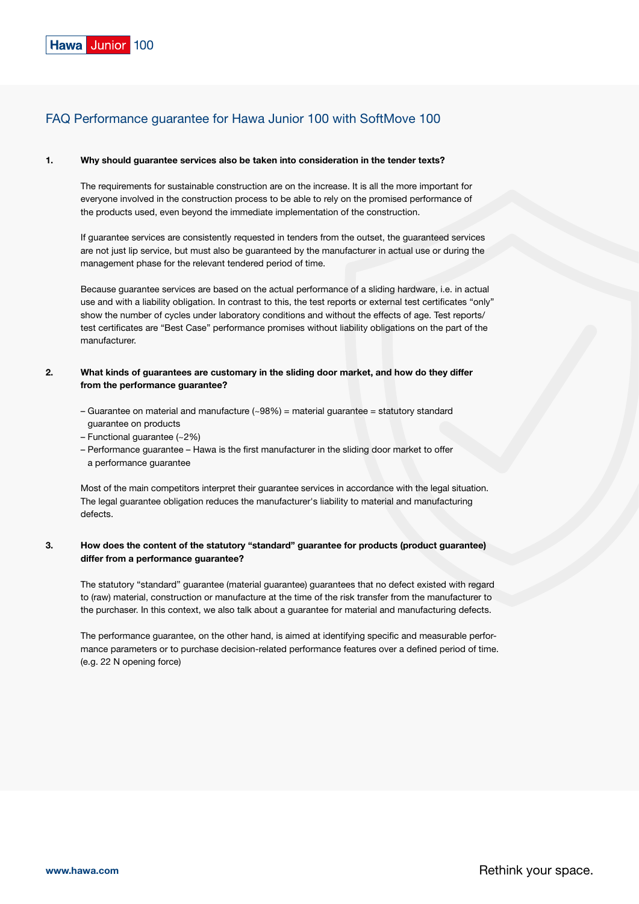## FAQ Performance guarantee for Hawa Junior 100 with SoftMove 100

**1. Why should guarantee services also be taken into consideration in the tender texts?**

The requirements for sustainable construction are on the increase. It is all the more important for everyone involved in the construction process to be able to rely on the promised performance of the products used, even beyond the immediate implementation of the construction.

If guarantee services are consistently requested in tenders from the outset, the guaranteed services are not just lip service, but must also be guaranteed by the manufacturer in actual use or during the management phase for the relevant tendered period of time.

Because guarantee services are based on the actual performance of a sliding hardware, i.e. in actual use and with a liability obligation. In contrast to this, the test reports or external test certificates "only" show the number of cycles under laboratory conditions and without the effects of age. Test reports/ test certificates are "Best Case" performance promises without liability obligations on the part of the manufacturer.

**2. What kinds of guarantees are customary in the sliding door market, and how do they differ from the performance guarantee?**

- Guarantee on material and manufacture (~98%) = material guarantee = statutory standard guarantee on products
- Functional guarantee (~2%)
- Performance guarantee – Hawa is the first manufacturer in the sliding door market to offer a performance guarantee

Most of the main competitors interpret their guarantee services in accordance with the legal situation. The legal guarantee obligation reduces the manufacturer's liability to material and manufacturing defects.

**3. How does the content of the statutory "standard" guarantee for products (product guarantee) differ from a performance guarantee?**

The statutory "standard" guarantee (material guarantee) guarantees that no defect existed with regard to (raw) material, construction or manufacture at the time of the risk transfer from the manufacturer to the purchaser. In this context, we also talk about a guarantee for material and manufacturing defects.

The performance guarantee, on the other hand, is aimed at identifying specific and measurable performance parameters or to purchase decision-related performance features over a defined period of time. (e.g. 22 N opening force)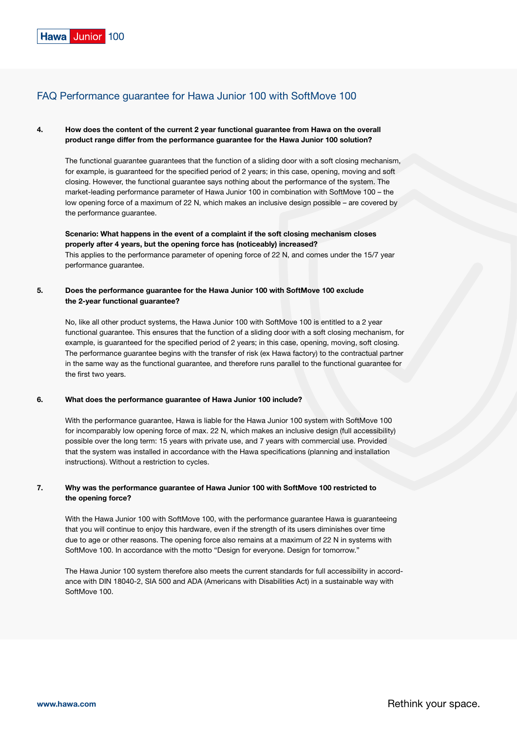## FAQ Performance guarantee for Hawa Junior 100 with SoftMove 100

**4. How does the content of the current 2 year functional guarantee from Hawa on the overall product range differ from the performance guarantee for the Hawa Junior 100 solution?**

The functional guarantee guarantees that the function of a sliding door with a soft closing mechanism, for example, is guaranteed for the specified period of 2 years; in this case, opening, moving and soft closing. However, the functional guarantee says nothing about the performance of the system. The market-leading performance parameter of Hawa Junior 100 in combination with SoftMove 100 – the low opening force of a maximum of 22 N, which makes an inclusive design possible – are covered by the performance guarantee.

**Scenario: What happens in the event of a complaint if the soft closing mechanism closes properly after 4 years, but the opening force has (noticeably) increased?**
This applies to the performance parameter of opening force of 22 N, and comes under the 15/7 year performance guarantee.

**5. Does the performance guarantee for the Hawa Junior 100 with SoftMove 100 exclude the 2-year functional guarantee?**

No, like all other product systems, the Hawa Junior 100 with SoftMove 100 is entitled to a 2 year functional guarantee. This ensures that the function of a sliding door with a soft closing mechanism, for example, is guaranteed for the specified period of 2 years; in this case, opening, moving, soft closing. The performance guarantee begins with the transfer of risk (ex Hawa factory) to the contractual partner in the same way as the functional guarantee, and therefore runs parallel to the functional guarantee for the first two years.

**6. What does the performance guarantee of Hawa Junior 100 include?**

With the performance guarantee, Hawa is liable for the Hawa Junior 100 system with SoftMove 100 for incomparably low opening force of max. 22 N, which makes an inclusive design (full accessibility) possible over the long term: 15 years with private use, and 7 years with commercial use. Provided that the system was installed in accordance with the Hawa specifications (planning and installation instructions). Without a restriction to cycles.

**7. Why was the performance guarantee of Hawa Junior 100 with SoftMove 100 restricted to the opening force?**

With the Hawa Junior 100 with SoftMove 100, with the performance guarantee Hawa is guaranteeing that you will continue to enjoy this hardware, even if the strength of its users diminishes over time due to age or other reasons. The opening force also remains at a maximum of 22 N in systems with SoftMove 100. In accordance with the motto "Design for everyone. Design for tomorrow."

The Hawa Junior 100 system therefore also meets the current standards for full accessibility in accordance with DIN 18040-2, SIA 500 and ADA (Americans with Disabilities Act) in a sustainable way with SoftMove 100.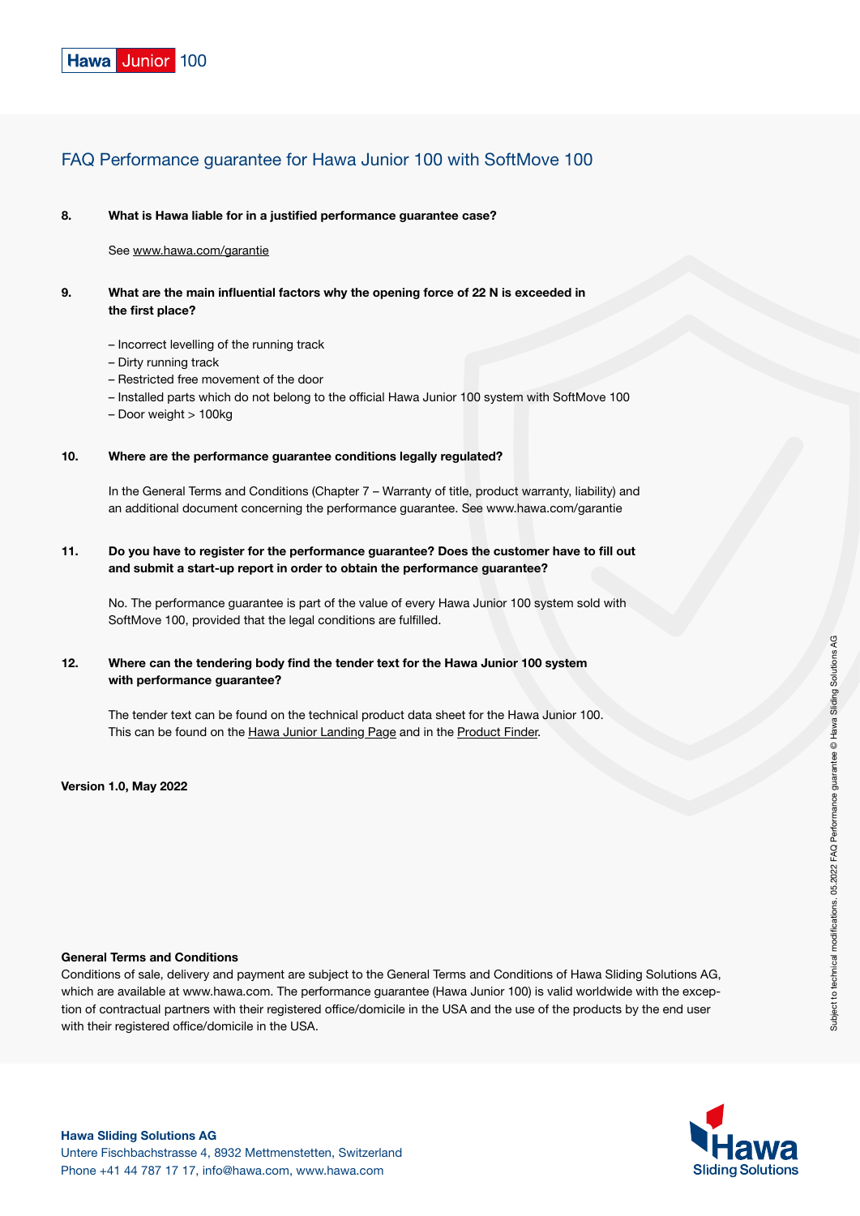## FAQ Performance guarantee for Hawa Junior 100 with SoftMove 100

**8. What is Hawa liable for in a justified performance guarantee case?**

See www.hawa.com/garantie

**9. What are the main influential factors why the opening force of 22 N is exceeded in the first place?**

- Incorrect levelling of the running track
- Dirty running track
- Restricted free movement of the door
- Installed parts which do not belong to the official Hawa Junior 100 system with SoftMove 100
- Door weight > 100kg

**10. Where are the performance guarantee conditions legally regulated?**

In the General Terms and Conditions (Chapter 7 – Warranty of title, product warranty, liability) and an additional document concerning the performance guarantee. See www.hawa.com/garantie

**11. Do you have to register for the performance guarantee? Does the customer have to fill out and submit a start-up report in order to obtain the performance guarantee?**

No. The performance guarantee is part of the value of every Hawa Junior 100 system sold with SoftMove 100, provided that the legal conditions are fulfilled.

**12. Where can the tendering body find the tender text for the Hawa Junior 100 system with performance guarantee?**

The tender text can be found on the technical product data sheet for the Hawa Junior 100. This can be found on the Hawa Junior Landing Page and in the Product Finder.

**Version 1.0, May 2022**

**General Terms and Conditions**

Conditions of sale, delivery and payment are subject to the General Terms and Conditions of Hawa Sliding Solutions AG, which are available at www.hawa.com. The performance guarantee (Hawa Junior 100) is valid worldwide with the exception of contractual partners with their registered office/domicile in the USA and the use of the products by the end user with their registered office/domicile in the USA.

**Hawa Sliding Solutions AG**
Untere Fischbachstrasse 4, 8932 Mettmenstetten, Switzerland
Phone +41 44 787 17 17, info@hawa.com, www.hawa.com